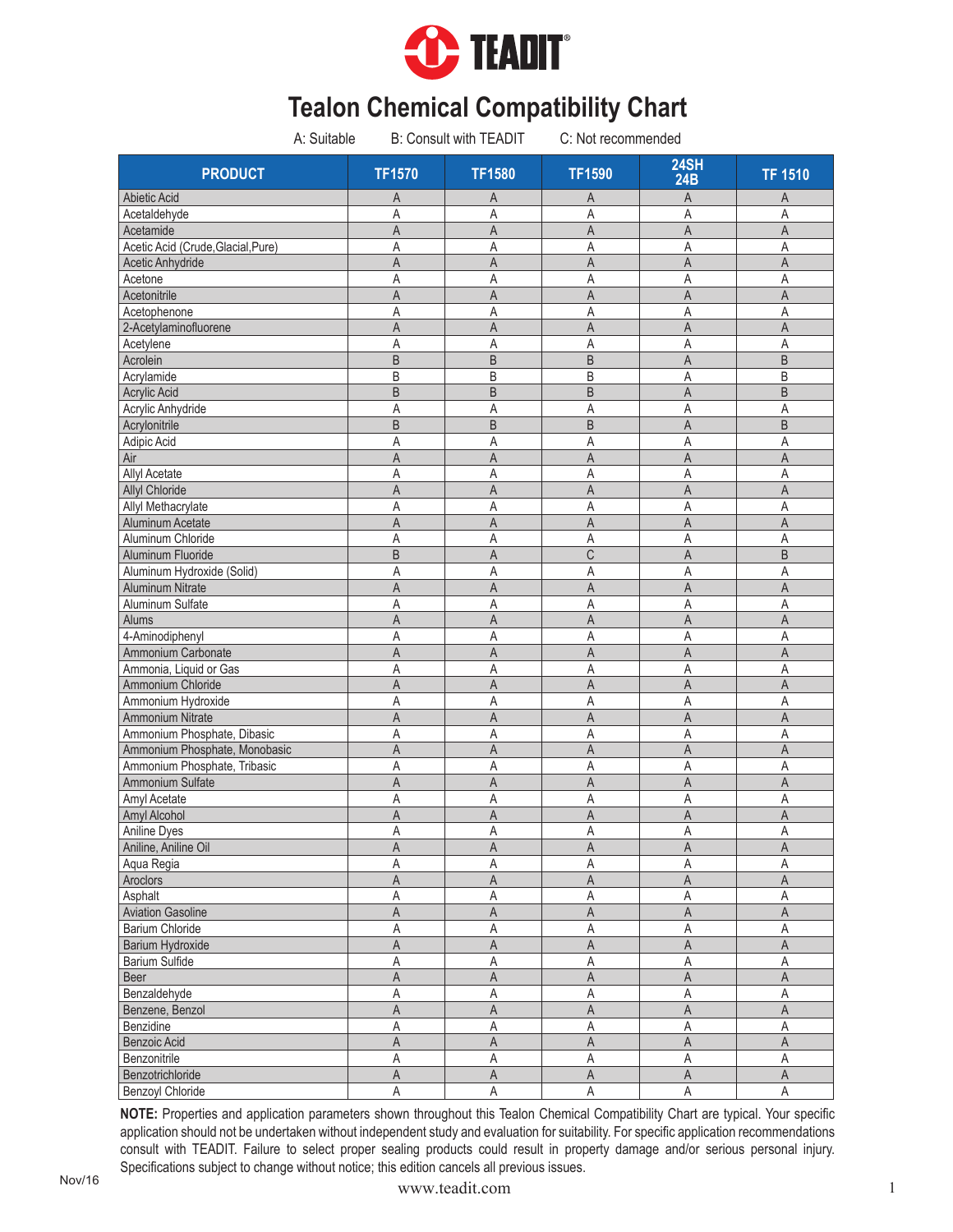# TEADIT

# Tealon Chemical Compatibility Chart

A: Suitable B: Consult with TEADIT C: Not recommended

| PRODUCT | TF1570 | TF1580 | TF1590 | 24SH 24B | TF 1510 |
|---|---|---|---|---|---|
| Abietic Acid | A | A | A | A | A |
| Acetaldehyde | A | A | A | A | A |
| Acetamide | A | A | A | A | A |
| Acetic Acid (Crude,Glacial,Pure) | A | A | A | A | A |
| Acetic Anhydride | A | A | A | A | A |
| Acetone | A | A | A | A | A |
| Acetonitrile | A | A | A | A | A |
| Acetophenone | A | A | A | A | A |
| 2-Acetylaminofluorene | A | A | A | A | A |
| Acetylene | A | A | A | A | A |
| Acrolein | B | B | B | A | B |
| Acrylamide | B | B | B | A | B |
| Acrylic Acid | B | B | B | A | B |
| Acrylic Anhydride | A | A | A | A | A |
| Acrylonitrile | B | B | B | A | B |
| Adipic Acid | A | A | A | A | A |
| Air | A | A | A | A | A |
| Allyl Acetate | A | A | A | A | A |
| Allyl Chloride | A | A | A | A | A |
| Allyl Methacrylate | A | A | A | A | A |
| Aluminum Acetate | A | A | A | A | A |
| Aluminum Chloride | A | A | A | A | A |
| Aluminum Fluoride | B | A | C | A | B |
| Aluminum Hydroxide (Solid) | A | A | A | A | A |
| Aluminum Nitrate | A | A | A | A | A |
| Aluminum Sulfate | A | A | A | A | A |
| Alums | A | A | A | A | A |
| 4-Aminodiphenyl | A | A | A | A | A |
| Ammonium Carbonate | A | A | A | A | A |
| Ammonia, Liquid or Gas | A | A | A | A | A |
| Ammonium Chloride | A | A | A | A | A |
| Ammonium Hydroxide | A | A | A | A | A |
| Ammonium Nitrate | A | A | A | A | A |
| Ammonium Phosphate, Dibasic | A | A | A | A | A |
| Ammonium Phosphate, Monobasic | A | A | A | A | A |
| Ammonium Phosphate, Tribasic | A | A | A | A | A |
| Ammonium Sulfate | A | A | A | A | A |
| Amyl Acetate | A | A | A | A | A |
| Amyl Alcohol | A | A | A | A | A |
| Aniline Dyes | A | A | A | A | A |
| Aniline, Aniline Oil | A | A | A | A | A |
| Aqua Regia | A | A | A | A | A |
| Aroclors | A | A | A | A | A |
| Asphalt | A | A | A | A | A |
| Aviation Gasoline | A | A | A | A | A |
| Barium Chloride | A | A | A | A | A |
| Barium Hydroxide | A | A | A | A | A |
| Barium Sulfide | A | A | A | A | A |
| Beer | A | A | A | A | A |
| Benzaldehyde | A | A | A | A | A |
| Benzene, Benzol | A | A | A | A | A |
| Benzidine | A | A | A | A | A |
| Benzoic Acid | A | A | A | A | A |
| Benzonitrile | A | A | A | A | A |
| Benzotrichloride | A | A | A | A | A |
| Benzoyl Chloride | A | A | A | A | A |

**NOTE:** Properties and application parameters shown throughout this Tealon Chemical Compatibility Chart are typical. Your specific application should not be undertaken without independent study and evaluation for suitability. For specific application recommendations consult with TEADIT. Failure to select proper sealing products could result in property damage and/or serious personal injury. Specifications subject to change without notice; this edition cancels all previous issues.

Nov/16

www.teadit.com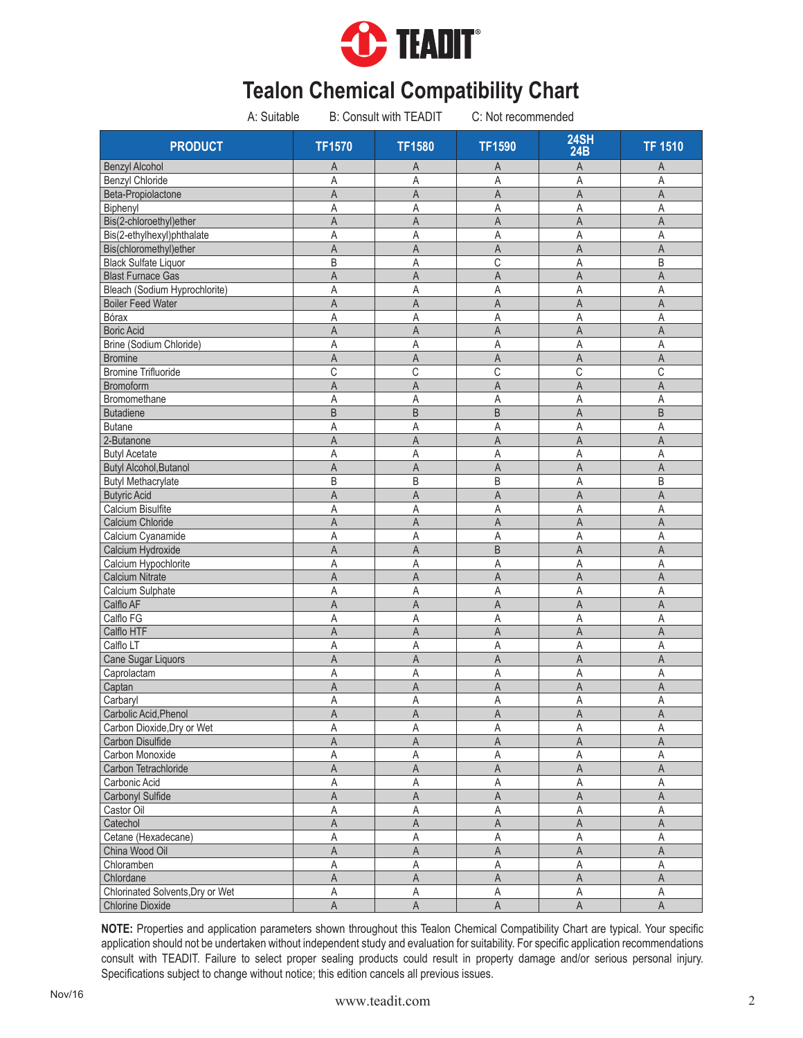# TEADIT

## Tealon Chemical Compatibility Chart

A: Suitable B: Consult with TEADIT C: Not recommended

| PRODUCT | TF1570 | TF1580 | TF1590 | 24SH 24B | TF 1510 |
|---|---|---|---|---|---|
| Benzyl Alcohol | A | A | A | A | A |
| Benzyl Chloride | A | A | A | A | A |
| Beta-Propiolactone | A | A | A | A | A |
| Biphenyl | A | A | A | A | A |
| Bis(2-chloroethyl)ether | A | A | A | A | A |
| Bis(2-ethylhexyl)phthalate | A | A | A | A | A |
| Bis(chloromethyl)ether | A | A | A | A | A |
| Black Sulfate Liquor | B | A | C | A | B |
| Blast Furnace Gas | A | A | A | A | A |
| Bleach (Sodium Hyprochlorite) | A | A | A | A | A |
| Boiler Feed Water | A | A | A | A | A |
| Bórax | A | A | A | A | A |
| Boric Acid | A | A | A | A | A |
| Brine (Sodium Chloride) | A | A | A | A | A |
| Bromine | A | A | A | A | A |
| Bromine Trifluoride | C | C | C | C | C |
| Bromoform | A | A | A | A | A |
| Bromomethane | A | A | A | A | A |
| Butadiene | B | B | B | A | B |
| Butane | A | A | A | A | A |
| 2-Butanone | A | A | A | A | A |
| Butyl Acetate | A | A | A | A | A |
| Butyl Alcohol,Butanol | A | A | A | A | A |
| Butyl Methacrylate | B | B | B | A | B |
| Butyric Acid | A | A | A | A | A |
| Calcium Bisulfite | A | A | A | A | A |
| Calcium Chloride | A | A | A | A | A |
| Calcium Cyanamide | A | A | A | A | A |
| Calcium Hydroxide | A | A | B | A | A |
| Calcium Hypochlorite | A | A | A | A | A |
| Calcium Nitrate | A | A | A | A | A |
| Calcium Sulphate | A | A | A | A | A |
| Calflo AF | A | A | A | A | A |
| Calflo FG | A | A | A | A | A |
| Calflo HTF | A | A | A | A | A |
| Calflo LT | A | A | A | A | A |
| Cane Sugar Liquors | A | A | A | A | A |
| Caprolactam | A | A | A | A | A |
| Captan | A | A | A | A | A |
| Carbaryl | A | A | A | A | A |
| Carbolic Acid,Phenol | A | A | A | A | A |
| Carbon Dioxide,Dry or Wet | A | A | A | A | A |
| Carbon Disulfide | A | A | A | A | A |
| Carbon Monoxide | A | A | A | A | A |
| Carbon Tetrachloride | A | A | A | A | A |
| Carbonic Acid | A | A | A | A | A |
| Carbonyl Sulfide | A | A | A | A | A |
| Castor Oil | A | A | A | A | A |
| Catechol | A | A | A | A | A |
| Cetane (Hexadecane) | A | A | A | A | A |
| China Wood Oil | A | A | A | A | A |
| Chloramben | A | A | A | A | A |
| Chlordane | A | A | A | A | A |
| Chlorinated Solvents,Dry or Wet | A | A | A | A | A |
| Chlorine Dioxide | A | A | A | A | A |

**NOTE:** Properties and application parameters shown throughout this Tealon Chemical Compatibility Chart are typical. Your specific application should not be undertaken without independent study and evaluation for suitability. For specific application recommendations consult with TEADIT. Failure to select proper sealing products could result in property damage and/or serious personal injury. Specifications subject to change without notice; this edition cancels all previous issues.

Nov/16

www.teadit.com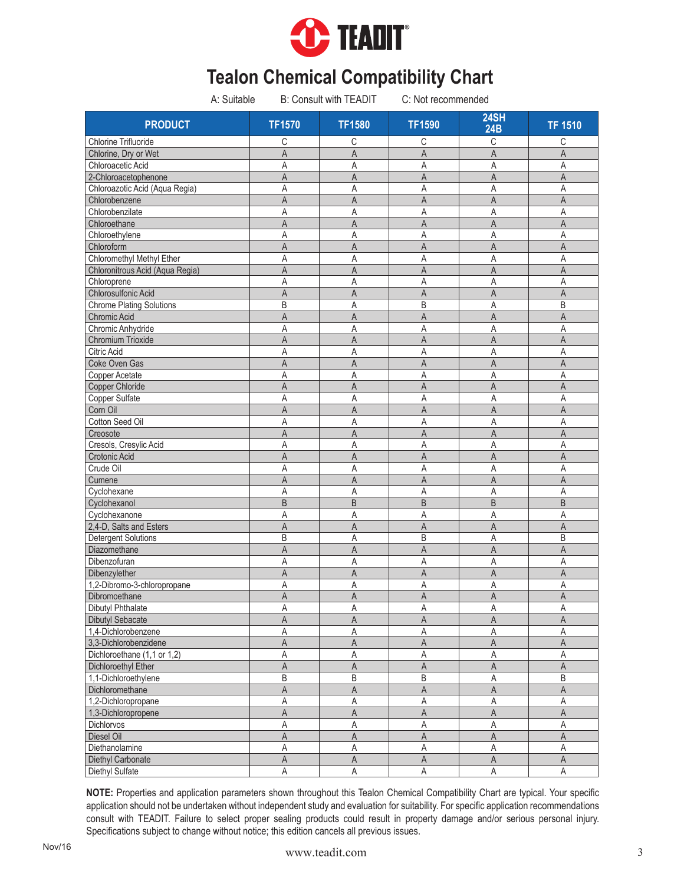# Tealon Chemical Compatibility Chart

A: Suitable  B: Consult with TEADIT  C: Not recommended

| PRODUCT | TF1570 | TF1580 | TF1590 | 24SH 24B | TF 1510 |
|---|---|---|---|---|---|
| Chlorine Trifluoride | C | C | C | C | C |
| Chlorine, Dry or Wet | A | A | A | A | A |
| Chloroacetic Acid | A | A | A | A | A |
| 2-Chloroacetophenone | A | A | A | A | A |
| Chloroazotic Acid (Aqua Regia) | A | A | A | A | A |
| Chlorobenzene | A | A | A | A | A |
| Chlorobenzilate | A | A | A | A | A |
| Chloroethane | A | A | A | A | A |
| Chloroethylene | A | A | A | A | A |
| Chloroform | A | A | A | A | A |
| Chloromethyl Methyl Ether | A | A | A | A | A |
| Chloronitrous Acid (Aqua Regia) | A | A | A | A | A |
| Chloroprene | A | A | A | A | A |
| Chlorosulfonic Acid | A | A | A | A | A |
| Chrome Plating Solutions | B | A | B | A | B |
| Chromic Acid | A | A | A | A | A |
| Chromic Anhydride | A | A | A | A | A |
| Chromium Trioxide | A | A | A | A | A |
| Citric Acid | A | A | A | A | A |
| Coke Oven Gas | A | A | A | A | A |
| Copper Acetate | A | A | A | A | A |
| Copper Chloride | A | A | A | A | A |
| Copper Sulfate | A | A | A | A | A |
| Corn Oil | A | A | A | A | A |
| Cotton Seed Oil | A | A | A | A | A |
| Creosote | A | A | A | A | A |
| Cresols, Cresylic Acid | A | A | A | A | A |
| Crotonic Acid | A | A | A | A | A |
| Crude Oil | A | A | A | A | A |
| Cumene | A | A | A | A | A |
| Cyclohexane | A | A | A | A | A |
| Cyclohexanol | B | B | B | B | B |
| Cyclohexanone | A | A | A | A | A |
| 2,4-D, Salts and Esters | A | A | A | A | A |
| Detergent Solutions | B | A | B | A | B |
| Diazomethane | A | A | A | A | A |
| Dibenzofuran | A | A | A | A | A |
| Dibenzylether | A | A | A | A | A |
| 1,2-Dibromo-3-chloropropane | A | A | A | A | A |
| Dibromoethane | A | A | A | A | A |
| Dibutyl Phthalate | A | A | A | A | A |
| Dibutyl Sebacate | A | A | A | A | A |
| 1,4-Dichlorobenzene | A | A | A | A | A |
| 3,3-Dichlorobenzidene | A | A | A | A | A |
| Dichloroethane (1,1 or 1,2) | A | A | A | A | A |
| Dichloroethyl Ether | A | A | A | A | A |
| 1,1-Dichloroethylene | B | B | B | A | B |
| Dichloromethane | A | A | A | A | A |
| 1,2-Dichloropropane | A | A | A | A | A |
| 1,3-Dichloropropene | A | A | A | A | A |
| Dichlorvos | A | A | A | A | A |
| Diesel Oil | A | A | A | A | A |
| Diethanolamine | A | A | A | A | A |
| Diethyl Carbonate | A | A | A | A | A |
| Diethyl Sulfate | A | A | A | A | A |

**NOTE:** Properties and application parameters shown throughout this Tealon Chemical Compatibility Chart are typical. Your specific application should not be undertaken without independent study and evaluation for suitability. For specific application recommendations consult with TEADIT. Failure to select proper sealing products could result in property damage and/or serious personal injury. Specifications subject to change without notice; this edition cancels all previous issues.

Nov/16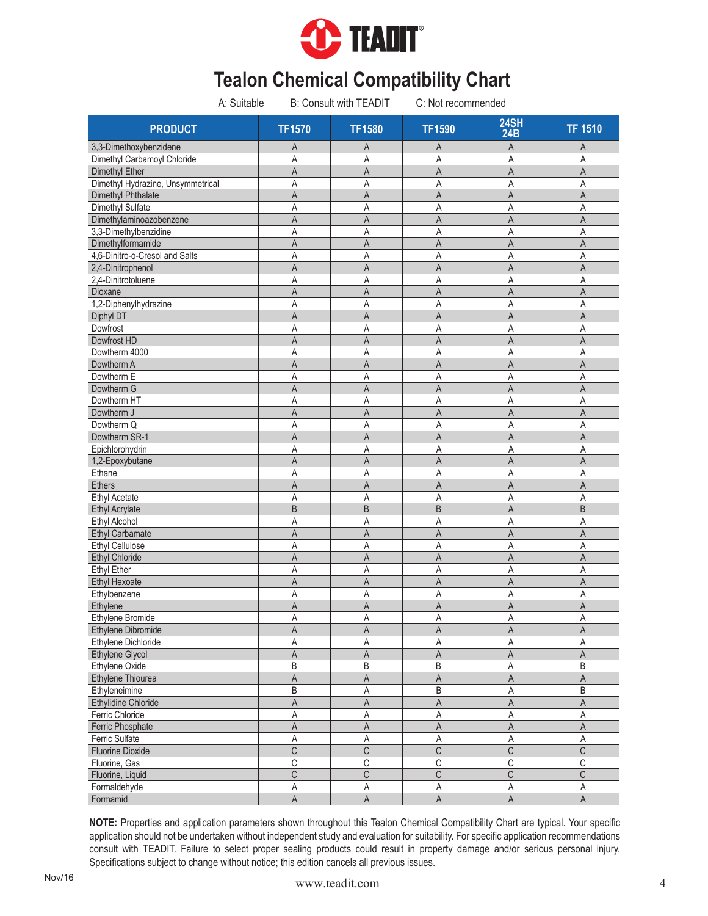# Tealon Chemical Compatibility Chart

A: Suitable B: Consult with TEADIT C: Not recommended

| PRODUCT | TF1570 | TF1580 | TF1590 | 24SH 24B | TF 1510 |
|---|---|---|---|---|---|
| 3,3-Dimethoxybenzidene | A | A | A | A | A |
| Dimethyl Carbamoyl Chloride | A | A | A | A | A |
| Dimethyl Ether | A | A | A | A | A |
| Dimethyl Hydrazine, Unsymmetrical | A | A | A | A | A |
| Dimethyl Phthalate | A | A | A | A | A |
| Dimethyl Sulfate | A | A | A | A | A |
| Dimethylaminoazobenzene | A | A | A | A | A |
| 3,3-Dimethylbenzidine | A | A | A | A | A |
| Dimethylformamide | A | A | A | A | A |
| 4,6-Dinitro-o-Cresol and Salts | A | A | A | A | A |
| 2,4-Dinitrophenol | A | A | A | A | A |
| 2,4-Dinitrotoluene | A | A | A | A | A |
| Dioxane | A | A | A | A | A |
| 1,2-Diphenylhydrazine | A | A | A | A | A |
| Diphyl DT | A | A | A | A | A |
| Dowfrost | A | A | A | A | A |
| Dowfrost HD | A | A | A | A | A |
| Dowtherm 4000 | A | A | A | A | A |
| Dowtherm A | A | A | A | A | A |
| Dowtherm E | A | A | A | A | A |
| Dowtherm G | A | A | A | A | A |
| Dowtherm HT | A | A | A | A | A |
| Dowtherm J | A | A | A | A | A |
| Dowtherm Q | A | A | A | A | A |
| Dowtherm SR-1 | A | A | A | A | A |
| Epichlorohydrin | A | A | A | A | A |
| 1,2-Epoxybutane | A | A | A | A | A |
| Ethane | A | A | A | A | A |
| Ethers | A | A | A | A | A |
| Ethyl Acetate | A | A | A | A | A |
| Ethyl Acrylate | B | B | B | A | B |
| Ethyl Alcohol | A | A | A | A | A |
| Ethyl Carbamate | A | A | A | A | A |
| Ethyl Cellulose | A | A | A | A | A |
| Ethyl Chloride | A | A | A | A | A |
| Ethyl Ether | A | A | A | A | A |
| Ethyl Hexoate | A | A | A | A | A |
| Ethylbenzene | A | A | A | A | A |
| Ethylene | A | A | A | A | A |
| Ethylene Bromide | A | A | A | A | A |
| Ethylene Dibromide | A | A | A | A | A |
| Ethylene Dichloride | A | A | A | A | A |
| Ethylene Glycol | A | A | A | A | A |
| Ethylene Oxide | B | B | B | A | B |
| Ethylene Thiourea | A | A | A | A | A |
| Ethyleneimine | B | A | B | A | B |
| Ethylidine Chloride | A | A | A | A | A |
| Ferric Chloride | A | A | A | A | A |
| Ferric Phosphate | A | A | A | A | A |
| Ferric Sulfate | A | A | A | A | A |
| Fluorine Dioxide | C | C | C | C | C |
| Fluorine, Gas | C | C | C | C | C |
| Fluorine, Liquid | C | C | C | C | C |
| Formaldehyde | A | A | A | A | A |
| Formamid | A | A | A | A | A |

**NOTE:** Properties and application parameters shown throughout this Tealon Chemical Compatibility Chart are typical. Your specific application should not be undertaken without independent study and evaluation for suitability. For specific application recommendations consult with TEADIT. Failure to select proper sealing products could result in property damage and/or serious personal injury. Specifications subject to change without notice; this edition cancels all previous issues.

Nov/16

www.teadit.com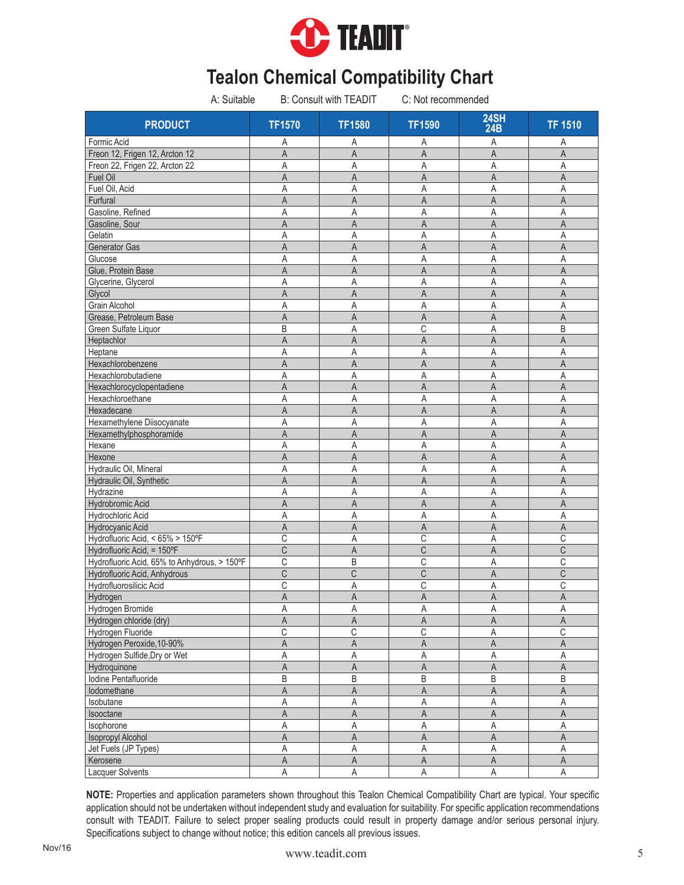TEADIT

# Tealon Chemical Compatibility Chart

A: Suitable B: Consult with TEADIT C: Not recommended

| PRODUCT | TF1570 | TF1580 | TF1590 | 24SH 24B | TF 1510 |
|---|---|---|---|---|---|
| Formic Acid | A | A | A | A | A |
| Freon 12, Frigen 12, Arcton 12 | A | A | A | A | A |
| Freon 22, Frigen 22, Arcton 22 | A | A | A | A | A |
| Fuel Oil | A | A | A | A | A |
| Fuel Oil, Acid | A | A | A | A | A |
| Furfural | A | A | A | A | A |
| Gasoline, Refined | A | A | A | A | A |
| Gasoline, Sour | A | A | A | A | A |
| Gelatin | A | A | A | A | A |
| Generator Gas | A | A | A | A | A |
| Glucose | A | A | A | A | A |
| Glue, Protein Base | A | A | A | A | A |
| Glycerine, Glycerol | A | A | A | A | A |
| Glycol | A | A | A | A | A |
| Grain Alcohol | A | A | A | A | A |
| Grease, Petroleum Base | A | A | A | A | A |
| Green Sulfate Liquor | B | A | C | A | B |
| Heptachlor | A | A | A | A | A |
| Heptane | A | A | A | A | A |
| Hexachlorobenzene | A | A | A | A | A |
| Hexachlorobutadiene | A | A | A | A | A |
| Hexachlorocyclopentadiene | A | A | A | A | A |
| Hexachloroethane | A | A | A | A | A |
| Hexadecane | A | A | A | A | A |
| Hexamethylene Diisocyanate | A | A | A | A | A |
| Hexamethylphosphoramide | A | A | A | A | A |
| Hexane | A | A | A | A | A |
| Hexone | A | A | A | A | A |
| Hydraulic Oil, Mineral | A | A | A | A | A |
| Hydraulic Oil, Synthetic | A | A | A | A | A |
| Hydrazine | A | A | A | A | A |
| Hydrobromic Acid | A | A | A | A | A |
| Hydrochloric Acid | A | A | A | A | A |
| Hydrocyanic Acid | A | A | A | A | A |
| Hydrofluoric Acid, < 65% > 150ºF | C | A | C | A | C |
| Hydrofluoric Acid, = 150ºF | C | A | C | A | C |
| Hydrofluoric Acid, 65% to Anhydrous, > 150ºF | C | B | C | A | C |
| Hydrofluoric Acid, Anhydrous | C | C | C | A | C |
| Hydrofluorosilicic Acid | C | A | C | A | C |
| Hydrogen | A | A | A | A | A |
| Hydrogen Bromide | A | A | A | A | A |
| Hydrogen chloride (dry) | A | A | A | A | A |
| Hydrogen Fluoride | C | C | C | A | C |
| Hydrogen Peroxide,10-90% | A | A | A | A | A |
| Hydrogen Sulfide,Dry or Wet | A | A | A | A | A |
| Hydroquinone | A | A | A | A | A |
| Iodine Pentafluoride | B | B | B | B | B |
| Iodomethane | A | A | A | A | A |
| Isobutane | A | A | A | A | A |
| Isooctane | A | A | A | A | A |
| Isophorone | A | A | A | A | A |
| Isopropyl Alcohol | A | A | A | A | A |
| Jet Fuels (JP Types) | A | A | A | A | A |
| Kerosene | A | A | A | A | A |
| Lacquer Solvents | A | A | A | A | A |

**NOTE:** Properties and application parameters shown throughout this Tealon Chemical Compatibility Chart are typical. Your specific application should not be undertaken without independent study and evaluation for suitability. For specific application recommendations consult with TEADIT. Failure to select proper sealing products could result in property damage and/or serious personal injury. Specifications subject to change without notice; this edition cancels all previous issues.

Nov/16

www.teadit.com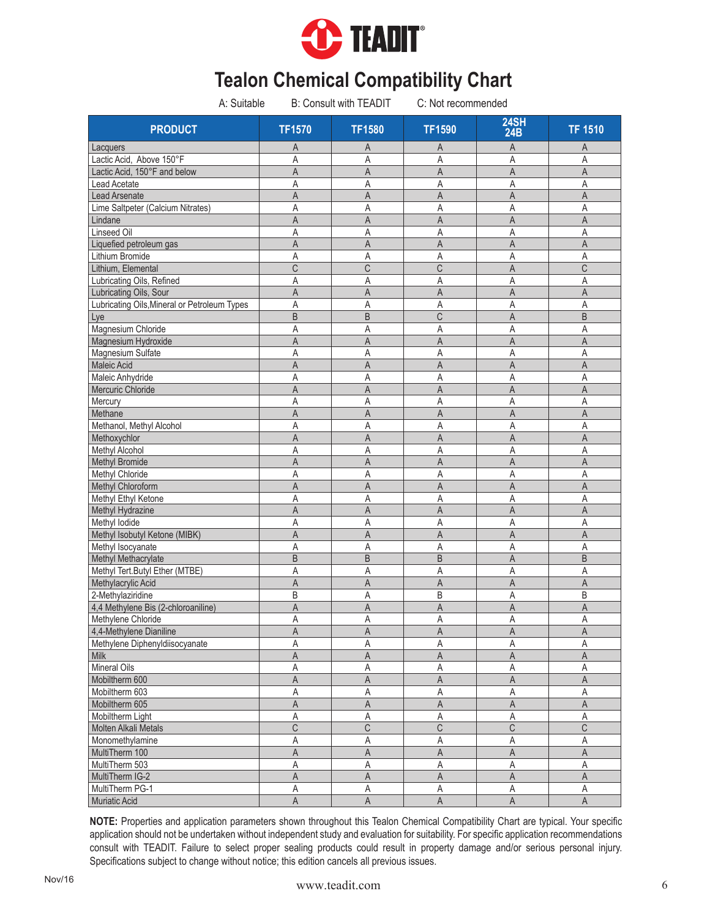# TEADIT

## Tealon Chemical Compatibility Chart

A: Suitable B: Consult with TEADIT C: Not recommended

| PRODUCT | TF1570 | TF1580 | TF1590 | 24SH 24B | TF 1510 |
|---|---|---|---|---|---|
| Lacquers | A | A | A | A | A |
| Lactic Acid, Above 150°F | A | A | A | A | A |
| Lactic Acid, 150°F and below | A | A | A | A | A |
| Lead Acetate | A | A | A | A | A |
| Lead Arsenate | A | A | A | A | A |
| Lime Saltpeter (Calcium Nitrates) | A | A | A | A | A |
| Lindane | A | A | A | A | A |
| Linseed Oil | A | A | A | A | A |
| Liquefied petroleum gas | A | A | A | A | A |
| Lithium Bromide | A | A | A | A | A |
| Lithium, Elemental | C | C | C | A | C |
| Lubricating Oils, Refined | A | A | A | A | A |
| Lubricating Oils, Sour | A | A | A | A | A |
| Lubricating Oils,Mineral or Petroleum Types | A | A | A | A | A |
| Lye | B | B | C | A | B |
| Magnesium Chloride | A | A | A | A | A |
| Magnesium Hydroxide | A | A | A | A | A |
| Magnesium Sulfate | A | A | A | A | A |
| Maleic Acid | A | A | A | A | A |
| Maleic Anhydride | A | A | A | A | A |
| Mercuric Chloride | A | A | A | A | A |
| Mercury | A | A | A | A | A |
| Methane | A | A | A | A | A |
| Methanol, Methyl Alcohol | A | A | A | A | A |
| Methoxychlor | A | A | A | A | A |
| Methyl Alcohol | A | A | A | A | A |
| Methyl Bromide | A | A | A | A | A |
| Methyl Chloride | A | A | A | A | A |
| Methyl Chloroform | A | A | A | A | A |
| Methyl Ethyl Ketone | A | A | A | A | A |
| Methyl Hydrazine | A | A | A | A | A |
| Methyl Iodide | A | A | A | A | A |
| Methyl Isobutyl Ketone (MIBK) | A | A | A | A | A |
| Methyl Isocyanate | A | A | A | A | A |
| Methyl Methacrylate | B | B | B | A | B |
| Methyl Tert.Butyl Ether (MTBE) | A | A | A | A | A |
| Methylacrylic Acid | A | A | A | A | A |
| 2-Methylaziridine | B | A | B | A | B |
| 4,4 Methylene Bis (2-chloroaniline) | A | A | A | A | A |
| Methylene Chloride | A | A | A | A | A |
| 4,4-Methylene Dianiline | A | A | A | A | A |
| Methylene Diphenyldiisocyanate | A | A | A | A | A |
| Milk | A | A | A | A | A |
| Mineral Oils | A | A | A | A | A |
| Mobiltherm 600 | A | A | A | A | A |
| Mobiltherm 603 | A | A | A | A | A |
| Mobiltherm 605 | A | A | A | A | A |
| Mobiltherm Light | A | A | A | A | A |
| Molten Alkali Metals | C | C | C | C | C |
| Monomethylamine | A | A | A | A | A |
| MultiTherm 100 | A | A | A | A | A |
| MultiTherm 503 | A | A | A | A | A |
| MultiTherm IG-2 | A | A | A | A | A |
| MultiTherm PG-1 | A | A | A | A | A |
| Muriatic Acid | A | A | A | A | A |

**NOTE:** Properties and application parameters shown throughout this Tealon Chemical Compatibility Chart are typical. Your specific application should not be undertaken without independent study and evaluation for suitability. For specific application recommendations consult with TEADIT. Failure to select proper sealing products could result in property damage and/or serious personal injury. Specifications subject to change without notice; this edition cancels all previous issues.

Nov/16

www.teadit.com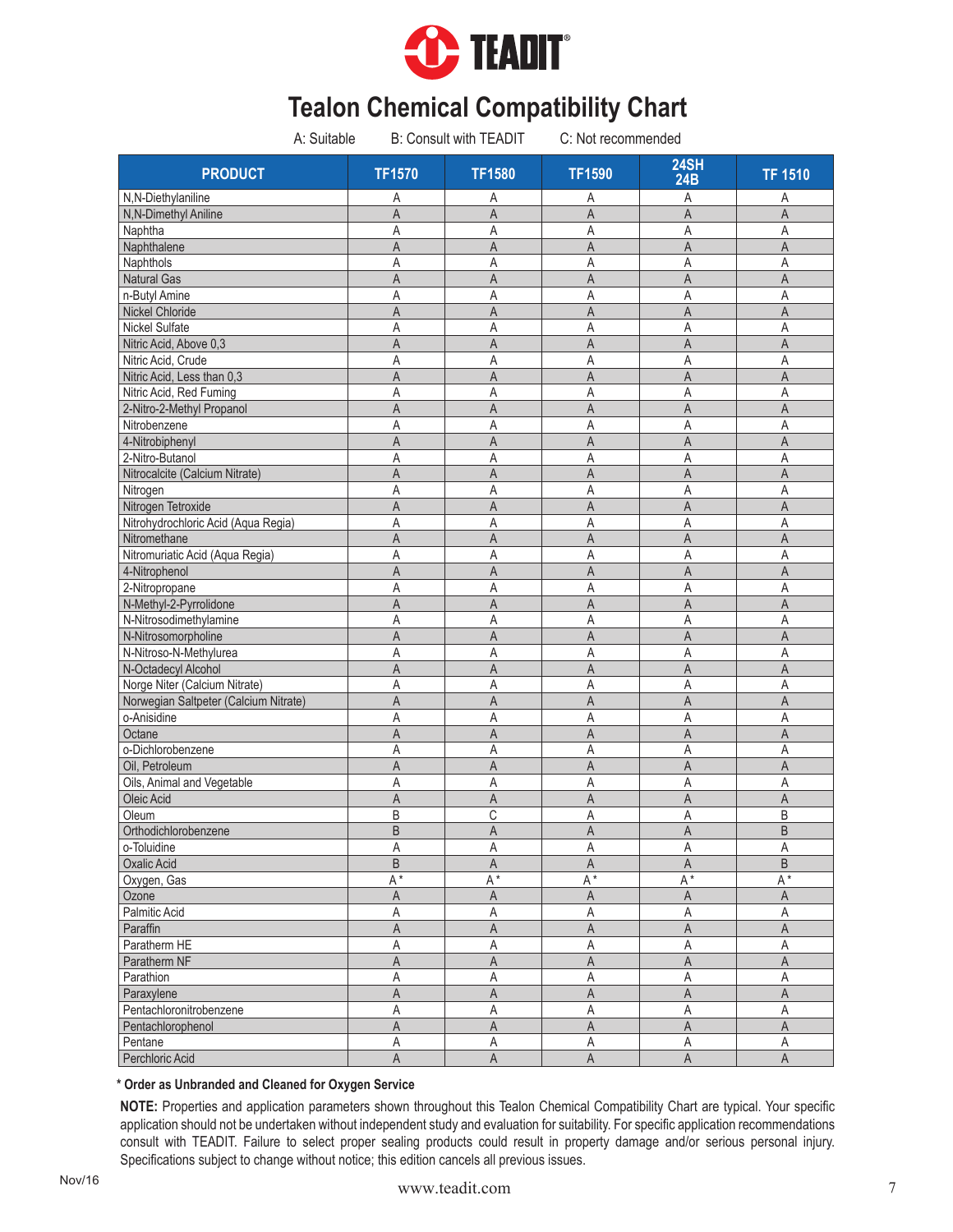# Tealon Chemical Compatibility Chart

A: Suitable  B: Consult with TEADIT  C: Not recommended

| PRODUCT | TF1570 | TF1580 | TF1590 | 24SH 24B | TF 1510 |
|---|---|---|---|---|---|
| N,N-Diethylaniline | A | A | A | A | A |
| N,N-Dimethyl Aniline | A | A | A | A | A |
| Naphtha | A | A | A | A | A |
| Naphthalene | A | A | A | A | A |
| Naphthols | A | A | A | A | A |
| Natural Gas | A | A | A | A | A |
| n-Butyl Amine | A | A | A | A | A |
| Nickel Chloride | A | A | A | A | A |
| Nickel Sulfate | A | A | A | A | A |
| Nitric Acid, Above 0,3 | A | A | A | A | A |
| Nitric Acid, Crude | A | A | A | A | A |
| Nitric Acid, Less than 0,3 | A | A | A | A | A |
| Nitric Acid, Red Fuming | A | A | A | A | A |
| 2-Nitro-2-Methyl Propanol | A | A | A | A | A |
| Nitrobenzene | A | A | A | A | A |
| 4-Nitrobiphenyl | A | A | A | A | A |
| 2-Nitro-Butanol | A | A | A | A | A |
| Nitrocalcite (Calcium Nitrate) | A | A | A | A | A |
| Nitrogen | A | A | A | A | A |
| Nitrogen Tetroxide | A | A | A | A | A |
| Nitrohydrochloric Acid (Aqua Regia) | A | A | A | A | A |
| Nitromethane | A | A | A | A | A |
| Nitromuriatic Acid (Aqua Regia) | A | A | A | A | A |
| 4-Nitrophenol | A | A | A | A | A |
| 2-Nitropropane | A | A | A | A | A |
| N-Methyl-2-Pyrrolidone | A | A | A | A | A |
| N-Nitrosodimethylamine | A | A | A | A | A |
| N-Nitrosomorpholine | A | A | A | A | A |
| N-Nitroso-N-Methylurea | A | A | A | A | A |
| N-Octadecyl Alcohol | A | A | A | A | A |
| Norge Niter (Calcium Nitrate) | A | A | A | A | A |
| Norwegian Saltpeter (Calcium Nitrate) | A | A | A | A | A |
| o-Anisidine | A | A | A | A | A |
| Octane | A | A | A | A | A |
| o-Dichlorobenzene | A | A | A | A | A |
| Oil, Petroleum | A | A | A | A | A |
| Oils, Animal and Vegetable | A | A | A | A | A |
| Oleic Acid | A | A | A | A | A |
| Oleum | B | C | A | A | B |
| Orthodichlorobenzene | B | A | A | A | B |
| o-Toluidine | A | A | A | A | A |
| Oxalic Acid | B | A | A | A | B |
| Oxygen, Gas | A* | A* | A* | A* | A* |
| Ozone | A | A | A | A | A |
| Palmitic Acid | A | A | A | A | A |
| Paraffin | A | A | A | A | A |
| Paratherm HE | A | A | A | A | A |
| Paratherm NF | A | A | A | A | A |
| Parathion | A | A | A | A | A |
| Paraxylene | A | A | A | A | A |
| Pentachloronitrobenzene | A | A | A | A | A |
| Pentachlorophenol | A | A | A | A | A |
| Pentane | A | A | A | A | A |
| Perchloric Acid | A | A | A | A | A |

**\* Order as Unbranded and Cleaned for Oxygen Service**

**NOTE:** Properties and application parameters shown throughout this Tealon Chemical Compatibility Chart are typical. Your specific application should not be undertaken without independent study and evaluation for suitability. For specific application recommendations consult with TEADIT. Failure to select proper sealing products could result in property damage and/or serious personal injury. Specifications subject to change without notice; this edition cancels all previous issues.

Nov/16

www.teadit.com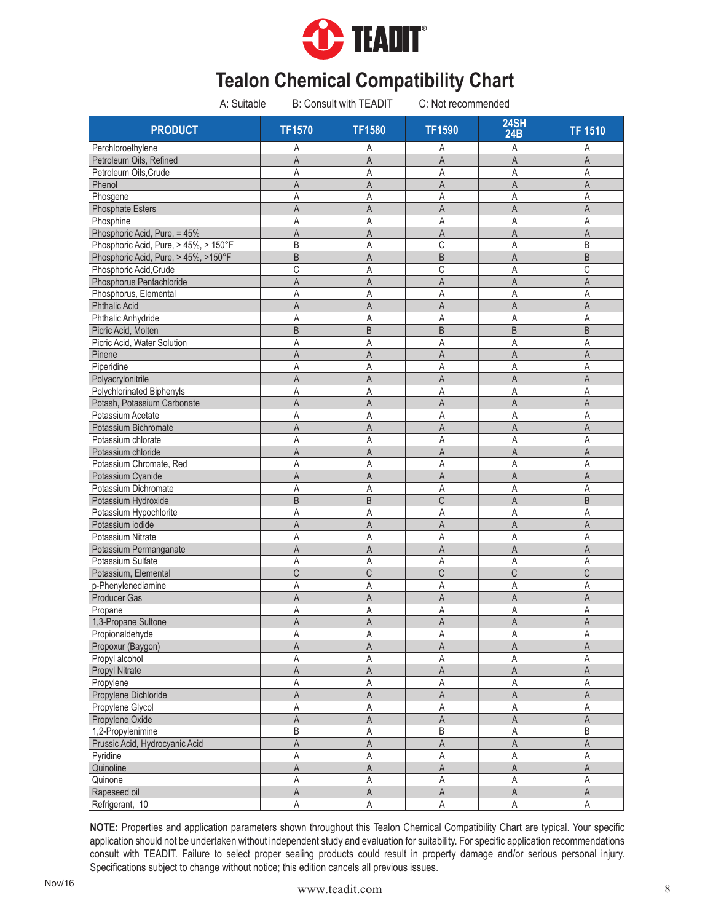TEADIT

# Tealon Chemical Compatibility Chart

A: Suitable  B: Consult with TEADIT  C: Not recommended

| PRODUCT | TF1570 | TF1580 | TF1590 | 24SH 24B | TF 1510 |
|---|---|---|---|---|---|
| Perchloroethylene | A | A | A | A | A |
| Petroleum Oils, Refined | A | A | A | A | A |
| Petroleum Oils,Crude | A | A | A | A | A |
| Phenol | A | A | A | A | A |
| Phosgene | A | A | A | A | A |
| Phosphate Esters | A | A | A | A | A |
| Phosphine | A | A | A | A | A |
| Phosphoric Acid, Pure, = 45% | A | A | A | A | A |
| Phosphoric Acid, Pure, > 45%, > 150°F | B | A | C | A | B |
| Phosphoric Acid, Pure, > 45%, >150°F | B | A | B | A | B |
| Phosphoric Acid,Crude | C | A | C | A | C |
| Phosphorus Pentachloride | A | A | A | A | A |
| Phosphorus, Elemental | A | A | A | A | A |
| Phthalic Acid | A | A | A | A | A |
| Phthalic Anhydride | A | A | A | A | A |
| Picric Acid, Molten | B | B | B | B | B |
| Picric Acid, Water Solution | A | A | A | A | A |
| Pinene | A | A | A | A | A |
| Piperidine | A | A | A | A | A |
| Polyacrylonitrile | A | A | A | A | A |
| Polychlorinated Biphenyls | A | A | A | A | A |
| Potash, Potassium Carbonate | A | A | A | A | A |
| Potassium Acetate | A | A | A | A | A |
| Potassium Bichromate | A | A | A | A | A |
| Potassium chlorate | A | A | A | A | A |
| Potassium chloride | A | A | A | A | A |
| Potassium Chromate, Red | A | A | A | A | A |
| Potassium Cyanide | A | A | A | A | A |
| Potassium Dichromate | A | A | A | A | A |
| Potassium Hydroxide | B | B | C | A | B |
| Potassium Hypochlorite | A | A | A | A | A |
| Potassium iodide | A | A | A | A | A |
| Potassium Nitrate | A | A | A | A | A |
| Potassium Permanganate | A | A | A | A | A |
| Potassium Sulfate | A | A | A | A | A |
| Potassium, Elemental | C | C | C | C | C |
| p-Phenylenediamine | A | A | A | A | A |
| Producer Gas | A | A | A | A | A |
| Propane | A | A | A | A | A |
| 1,3-Propane Sultone | A | A | A | A | A |
| Propionaldehyde | A | A | A | A | A |
| Propoxur (Baygon) | A | A | A | A | A |
| Propyl alcohol | A | A | A | A | A |
| Propyl Nitrate | A | A | A | A | A |
| Propylene | A | A | A | A | A |
| Propylene Dichloride | A | A | A | A | A |
| Propylene Glycol | A | A | A | A | A |
| Propylene Oxide | A | A | A | A | A |
| 1,2-Propylenimine | B | A | B | A | B |
| Prussic Acid, Hydrocyanic Acid | A | A | A | A | A |
| Pyridine | A | A | A | A | A |
| Quinoline | A | A | A | A | A |
| Quinone | A | A | A | A | A |
| Rapeseed oil | A | A | A | A | A |
| Refrigerant, 10 | A | A | A | A | A |

**NOTE:** Properties and application parameters shown throughout this Tealon Chemical Compatibility Chart are typical. Your specific application should not be undertaken without independent study and evaluation for suitability. For specific application recommendations consult with TEADIT. Failure to select proper sealing products could result in property damage and/or serious personal injury. Specifications subject to change without notice; this edition cancels all previous issues.

Nov/16

www.teadit.com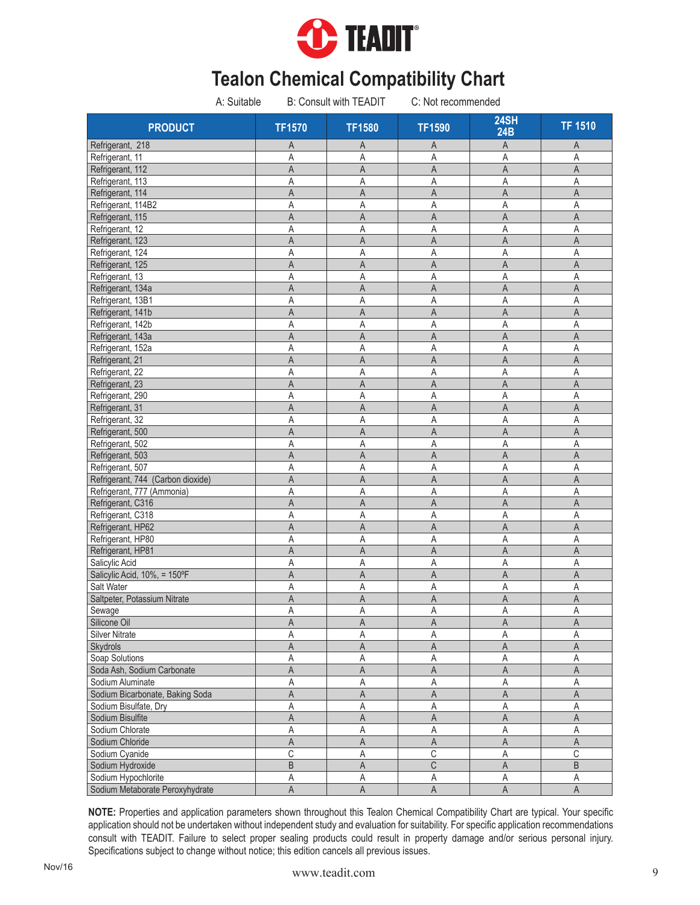# Tealon Chemical Compatibility Chart

A: Suitable B: Consult with TEADIT C: Not recommended

| PRODUCT | TF1570 | TF1580 | TF1590 | 24SH 24B | TF 1510 |
|---|---|---|---|---|---|
| Refrigerant, 218 | A | A | A | A | A |
| Refrigerant, 11 | A | A | A | A | A |
| Refrigerant, 112 | A | A | A | A | A |
| Refrigerant, 113 | A | A | A | A | A |
| Refrigerant, 114 | A | A | A | A | A |
| Refrigerant, 114B2 | A | A | A | A | A |
| Refrigerant, 115 | A | A | A | A | A |
| Refrigerant, 12 | A | A | A | A | A |
| Refrigerant, 123 | A | A | A | A | A |
| Refrigerant, 124 | A | A | A | A | A |
| Refrigerant, 125 | A | A | A | A | A |
| Refrigerant, 13 | A | A | A | A | A |
| Refrigerant, 134a | A | A | A | A | A |
| Refrigerant, 13B1 | A | A | A | A | A |
| Refrigerant, 141b | A | A | A | A | A |
| Refrigerant, 142b | A | A | A | A | A |
| Refrigerant, 143a | A | A | A | A | A |
| Refrigerant, 152a | A | A | A | A | A |
| Refrigerant, 21 | A | A | A | A | A |
| Refrigerant, 22 | A | A | A | A | A |
| Refrigerant, 23 | A | A | A | A | A |
| Refrigerant, 290 | A | A | A | A | A |
| Refrigerant, 31 | A | A | A | A | A |
| Refrigerant, 32 | A | A | A | A | A |
| Refrigerant, 500 | A | A | A | A | A |
| Refrigerant, 502 | A | A | A | A | A |
| Refrigerant, 503 | A | A | A | A | A |
| Refrigerant, 507 | A | A | A | A | A |
| Refrigerant, 744 (Carbon dioxide) | A | A | A | A | A |
| Refrigerant, 777 (Ammonia) | A | A | A | A | A |
| Refrigerant, C316 | A | A | A | A | A |
| Refrigerant, C318 | A | A | A | A | A |
| Refrigerant, HP62 | A | A | A | A | A |
| Refrigerant, HP80 | A | A | A | A | A |
| Refrigerant, HP81 | A | A | A | A | A |
| Salicylic Acid | A | A | A | A | A |
| Salicylic Acid, 10%, = 150ºF | A | A | A | A | A |
| Salt Water | A | A | A | A | A |
| Saltpeter, Potassium Nitrate | A | A | A | A | A |
| Sewage | A | A | A | A | A |
| Silicone Oil | A | A | A | A | A |
| Silver Nitrate | A | A | A | A | A |
| Skydrols | A | A | A | A | A |
| Soap Solutions | A | A | A | A | A |
| Soda Ash, Sodium Carbonate | A | A | A | A | A |
| Sodium Aluminate | A | A | A | A | A |
| Sodium Bicarbonate, Baking Soda | A | A | A | A | A |
| Sodium Bisulfate, Dry | A | A | A | A | A |
| Sodium Bisulfite | A | A | A | A | A |
| Sodium Chlorate | A | A | A | A | A |
| Sodium Chloride | A | A | A | A | A |
| Sodium Cyanide | C | A | C | A | C |
| Sodium Hydroxide | B | A | C | A | B |
| Sodium Hypochlorite | A | A | A | A | A |
| Sodium Metaborate Peroxyhydrate | A | A | A | A | A |

**NOTE:** Properties and application parameters shown throughout this Tealon Chemical Compatibility Chart are typical. Your specific application should not be undertaken without independent study and evaluation for suitability. For specific application recommendations consult with TEADIT. Failure to select proper sealing products could result in property damage and/or serious personal injury. Specifications subject to change without notice; this edition cancels all previous issues.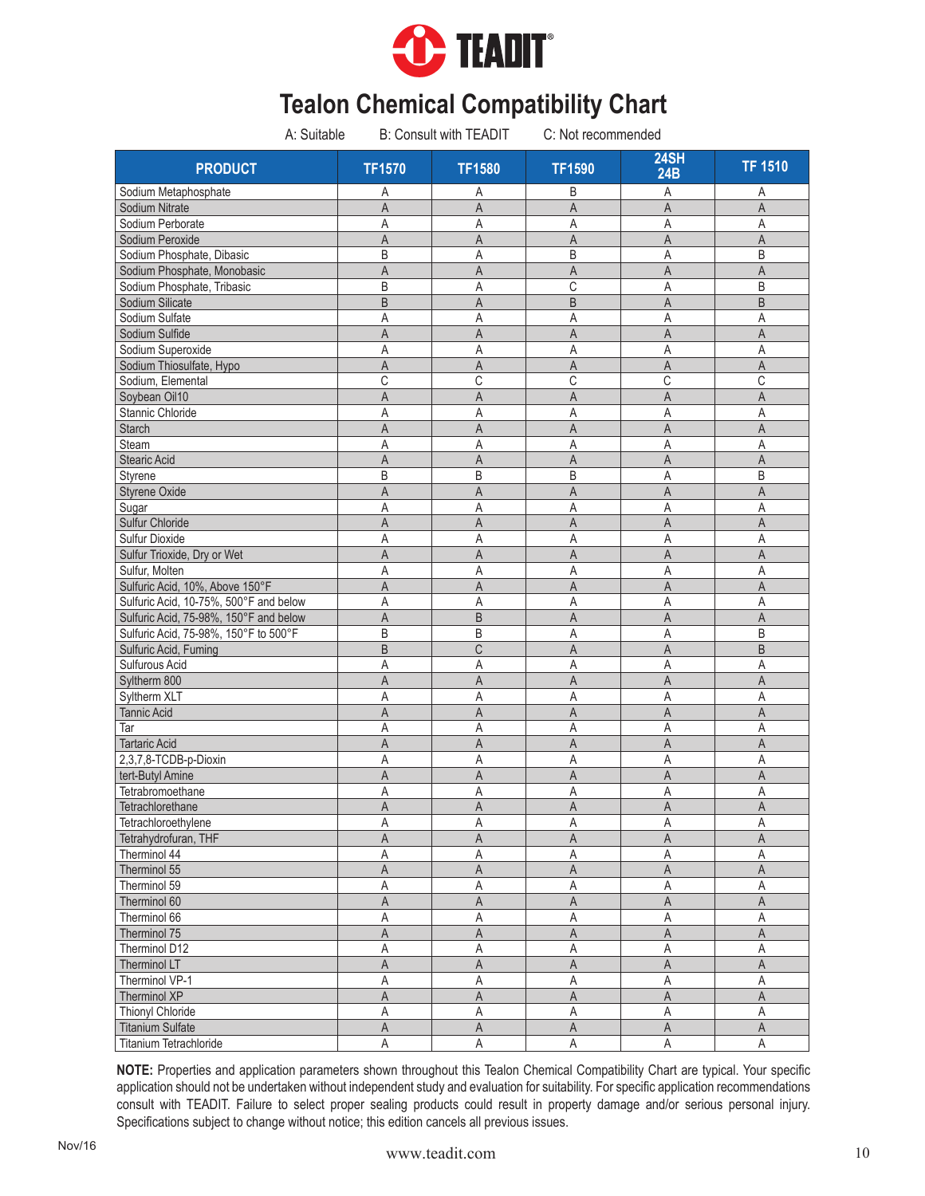# Tealon Chemical Compatibility Chart

A: Suitable  B: Consult with TEADIT  C: Not recommended

| PRODUCT | TF1570 | TF1580 | TF1590 | 24SH 24B | TF 1510 |
|---|---|---|---|---|---|
| Sodium Metaphosphate | A | A | B | A | A |
| Sodium Nitrate | A | A | A | A | A |
| Sodium Perborate | A | A | A | A | A |
| Sodium Peroxide | A | A | A | A | A |
| Sodium Phosphate, Dibasic | B | A | B | A | B |
| Sodium Phosphate, Monobasic | A | A | A | A | A |
| Sodium Phosphate, Tribasic | B | A | C | A | B |
| Sodium Silicate | B | A | B | A | B |
| Sodium Sulfate | A | A | A | A | A |
| Sodium Sulfide | A | A | A | A | A |
| Sodium Superoxide | A | A | A | A | A |
| Sodium Thiosulfate, Hypo | A | A | A | A | A |
| Sodium, Elemental | C | C | C | C | C |
| Soybean Oil10 | A | A | A | A | A |
| Stannic Chloride | A | A | A | A | A |
| Starch | A | A | A | A | A |
| Steam | A | A | A | A | A |
| Stearic Acid | A | A | A | A | A |
| Styrene | B | B | B | A | B |
| Styrene Oxide | A | A | A | A | A |
| Sugar | A | A | A | A | A |
| Sulfur Chloride | A | A | A | A | A |
| Sulfur Dioxide | A | A | A | A | A |
| Sulfur Trioxide, Dry or Wet | A | A | A | A | A |
| Sulfur, Molten | A | A | A | A | A |
| Sulfuric Acid, 10%, Above 150°F | A | A | A | A | A |
| Sulfuric Acid, 10-75%, 500°F and below | A | A | A | A | A |
| Sulfuric Acid, 75-98%, 150°F and below | A | B | A | A | A |
| Sulfuric Acid, 75-98%, 150°F to 500°F | B | B | A | A | B |
| Sulfuric Acid, Fuming | B | C | A | A | B |
| Sulfurous Acid | A | A | A | A | A |
| Syltherm 800 | A | A | A | A | A |
| Syltherm XLT | A | A | A | A | A |
| Tannic Acid | A | A | A | A | A |
| Tar | A | A | A | A | A |
| Tartaric Acid | A | A | A | A | A |
| 2,3,7,8-TCDB-p-Dioxin | A | A | A | A | A |
| tert-Butyl Amine | A | A | A | A | A |
| Tetrabromoethane | A | A | A | A | A |
| Tetrachlorethane | A | A | A | A | A |
| Tetrachloroethylene | A | A | A | A | A |
| Tetrahydrofuran, THF | A | A | A | A | A |
| Therminol 44 | A | A | A | A | A |
| Therminol 55 | A | A | A | A | A |
| Therminol 59 | A | A | A | A | A |
| Therminol 60 | A | A | A | A | A |
| Therminol 66 | A | A | A | A | A |
| Therminol 75 | A | A | A | A | A |
| Therminol D12 | A | A | A | A | A |
| Therminol LT | A | A | A | A | A |
| Therminol VP-1 | A | A | A | A | A |
| Therminol XP | A | A | A | A | A |
| Thionyl Chloride | A | A | A | A | A |
| Titanium Sulfate | A | A | A | A | A |
| Titanium Tetrachloride | A | A | A | A | A |

**NOTE:** Properties and application parameters shown throughout this Tealon Chemical Compatibility Chart are typical. Your specific application should not be undertaken without independent study and evaluation for suitability. For specific application recommendations consult with TEADIT. Failure to select proper sealing products could result in property damage and/or serious personal injury. Specifications subject to change without notice; this edition cancels all previous issues.

Nov/16

www.teadit.com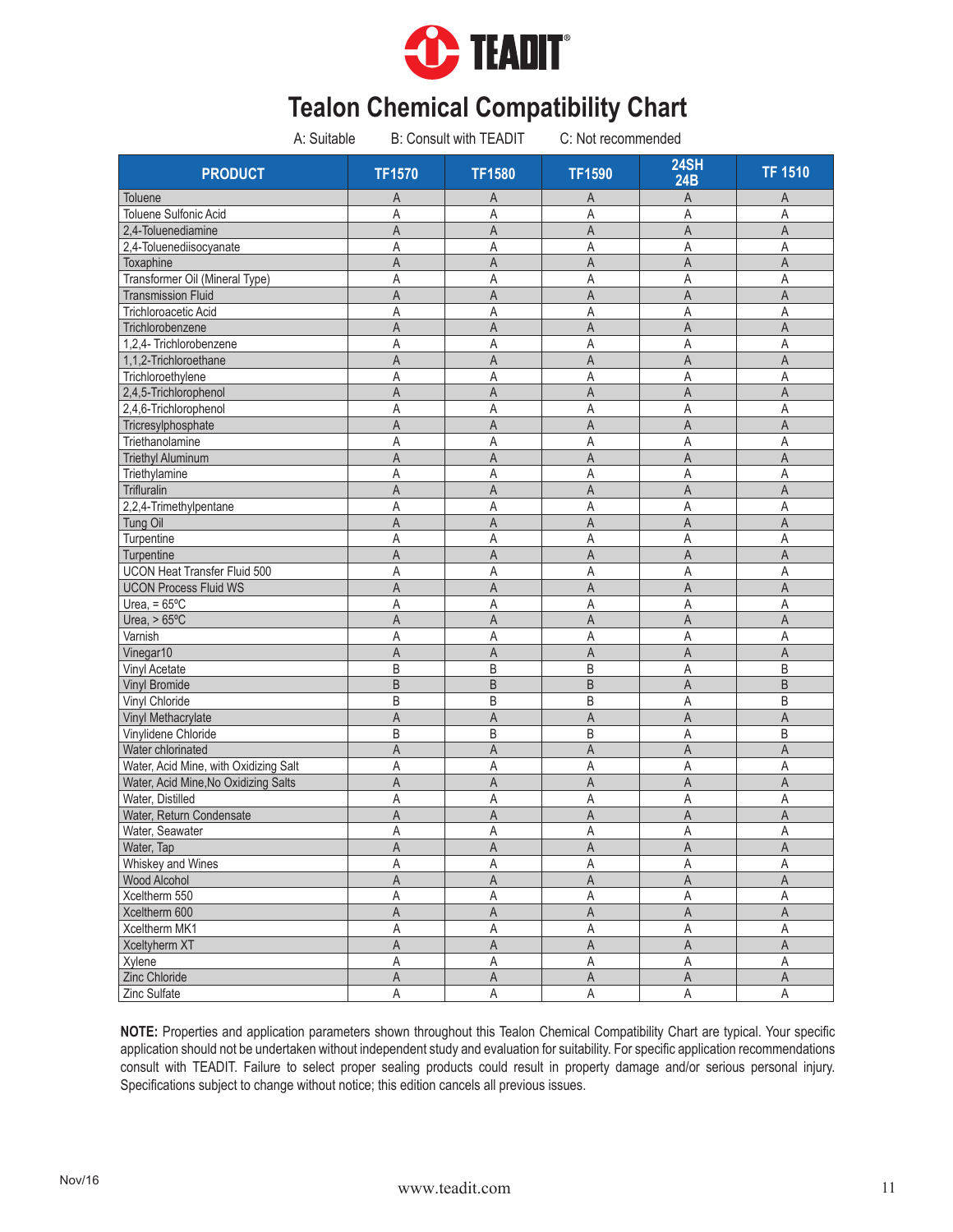# Tealon Chemical Compatibility Chart

A: Suitable B: Consult with TEADIT C: Not recommended

| PRODUCT | TF1570 | TF1580 | TF1590 | 24SH 24B | TF 1510 |
|---|---|---|---|---|---|
| Toluene | A | A | A | A | A |
| Toluene Sulfonic Acid | A | A | A | A | A |
| 2,4-Toluenediamine | A | A | A | A | A |
| 2,4-Toluenediisocyanate | A | A | A | A | A |
| Toxaphine | A | A | A | A | A |
| Transformer Oil (Mineral Type) | A | A | A | A | A |
| Transmission Fluid | A | A | A | A | A |
| Trichloroacetic Acid | A | A | A | A | A |
| Trichlorobenzene | A | A | A | A | A |
| 1,2,4- Trichlorobenzene | A | A | A | A | A |
| 1,1,2-Trichloroethane | A | A | A | A | A |
| Trichloroethylene | A | A | A | A | A |
| 2,4,5-Trichlorophenol | A | A | A | A | A |
| 2,4,6-Trichlorophenol | A | A | A | A | A |
| Tricresylphosphate | A | A | A | A | A |
| Triethanolamine | A | A | A | A | A |
| Triethyl Aluminum | A | A | A | A | A |
| Triethylamine | A | A | A | A | A |
| Trifluralin | A | A | A | A | A |
| 2,2,4-Trimethylpentane | A | A | A | A | A |
| Tung Oil | A | A | A | A | A |
| Turpentine | A | A | A | A | A |
| Turpentine | A | A | A | A | A |
| UCON Heat Transfer Fluid 500 | A | A | A | A | A |
| UCON Process Fluid WS | A | A | A | A | A |
| Urea, = 65ºC | A | A | A | A | A |
| Urea, > 65ºC | A | A | A | A | A |
| Varnish | A | A | A | A | A |
| Vinegar10 | A | A | A | A | A |
| Vinyl Acetate | B | B | B | A | B |
| Vinyl Bromide | B | B | B | A | B |
| Vinyl Chloride | B | B | B | A | B |
| Vinyl Methacrylate | A | A | A | A | A |
| Vinylidene Chloride | B | B | B | A | B |
| Water chlorinated | A | A | A | A | A |
| Water, Acid Mine, with Oxidizing Salt | A | A | A | A | A |
| Water, Acid Mine,No Oxidizing Salts | A | A | A | A | A |
| Water, Distilled | A | A | A | A | A |
| Water, Return Condensate | A | A | A | A | A |
| Water, Seawater | A | A | A | A | A |
| Water, Tap | A | A | A | A | A |
| Whiskey and Wines | A | A | A | A | A |
| Wood Alcohol | A | A | A | A | A |
| Xceltherm 550 | A | A | A | A | A |
| Xceltherm 600 | A | A | A | A | A |
| Xceltherm MK1 | A | A | A | A | A |
| Xceltyherm XT | A | A | A | A | A |
| Xylene | A | A | A | A | A |
| Zinc Chloride | A | A | A | A | A |
| Zinc Sulfate | A | A | A | A | A |

**NOTE:** Properties and application parameters shown throughout this Tealon Chemical Compatibility Chart are typical. Your specific application should not be undertaken without independent study and evaluation for suitability. For specific application recommendations consult with TEADIT. Failure to select proper sealing products could result in property damage and/or serious personal injury. Specifications subject to change without notice; this edition cancels all previous issues.

Nov/16

www.teadit.com